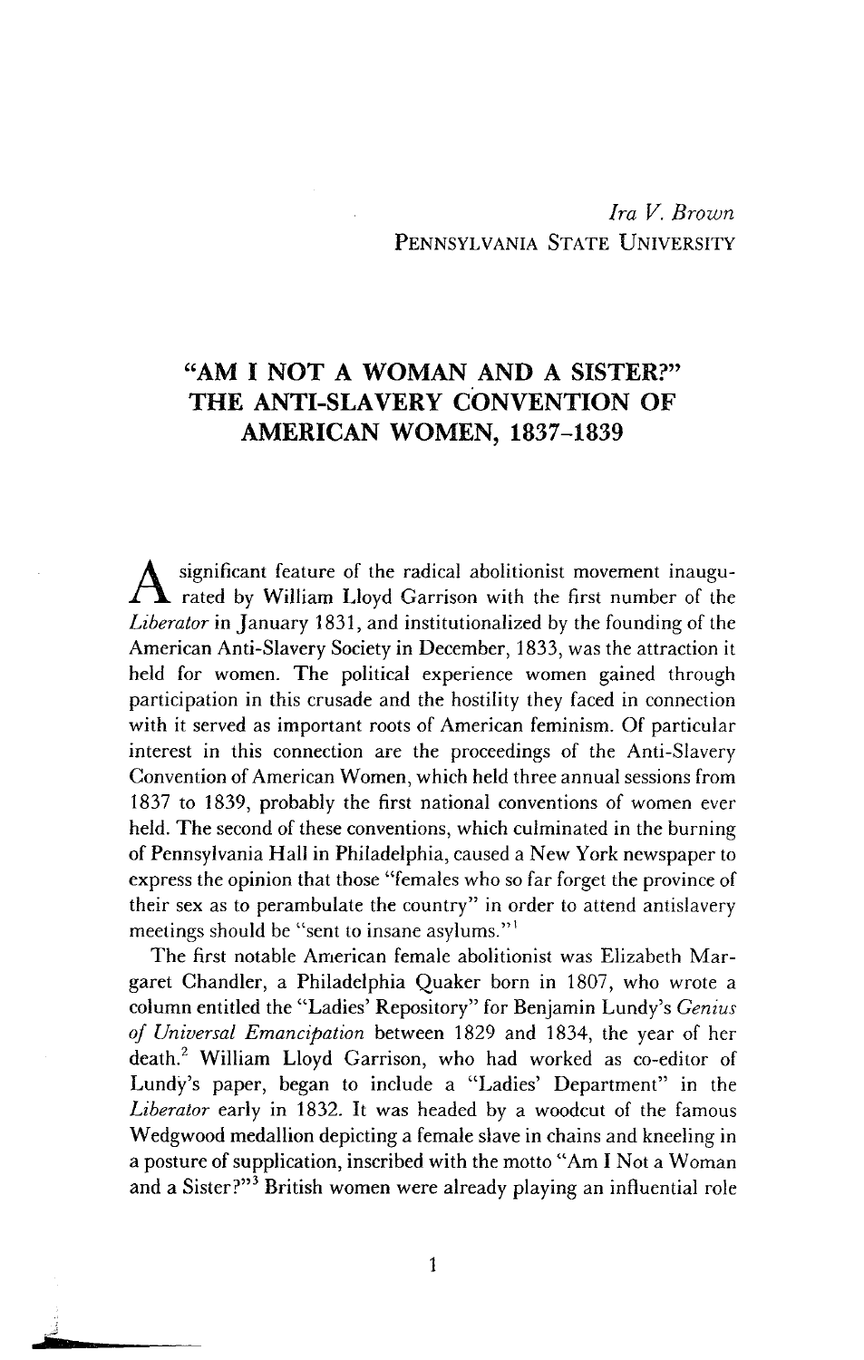*Ira V. Brown*
PENNSYLVANIA STATE UNIVERSITY

# "AM I NOT A WOMAN AND A SISTER?" THE ANTI-SLAVERY CONVENTION OF AMERICAN WOMEN, 1837-1839

A significant feature of the radical abolitionist movement inaugurated by William Lloyd Garrison with the first number of the *Liberator* in January 1831, and institutionalized by the founding of the American Anti-Slavery Society in December, 1833, was the attraction it held for women. The political experience women gained through participation in this crusade and the hostility they faced in connection with it served as important roots of American feminism. Of particular interest in this connection are the proceedings of the Anti-Slavery Convention of American Women, which held three annual sessions from 1837 to 1839, probably the first national conventions of women ever held. The second of these conventions, which culminated in the burning of Pennsylvania Hall in Philadelphia, caused a New York newspaper to express the opinion that those "females who so far forget the province of their sex as to perambulate the country" in order to attend antislavery meetings should be "sent to insane asylums."[1]

The first notable American female abolitionist was Elizabeth Margaret Chandler, a Philadelphia Quaker born in 1807, who wrote a column entitled the "Ladies' Repository" for Benjamin Lundy's *Genius of Universal Emancipation* between 1829 and 1834, the year of her death.[2] William Lloyd Garrison, who had worked as co-editor of Lundy's paper, began to include a "Ladies' Department" in the *Liberator* early in 1832. It was headed by a woodcut of the famous Wedgwood medallion depicting a female slave in chains and kneeling in a posture of supplication, inscribed with the motto "Am I Not a Woman and a Sister?"[3] British women were already playing an influential role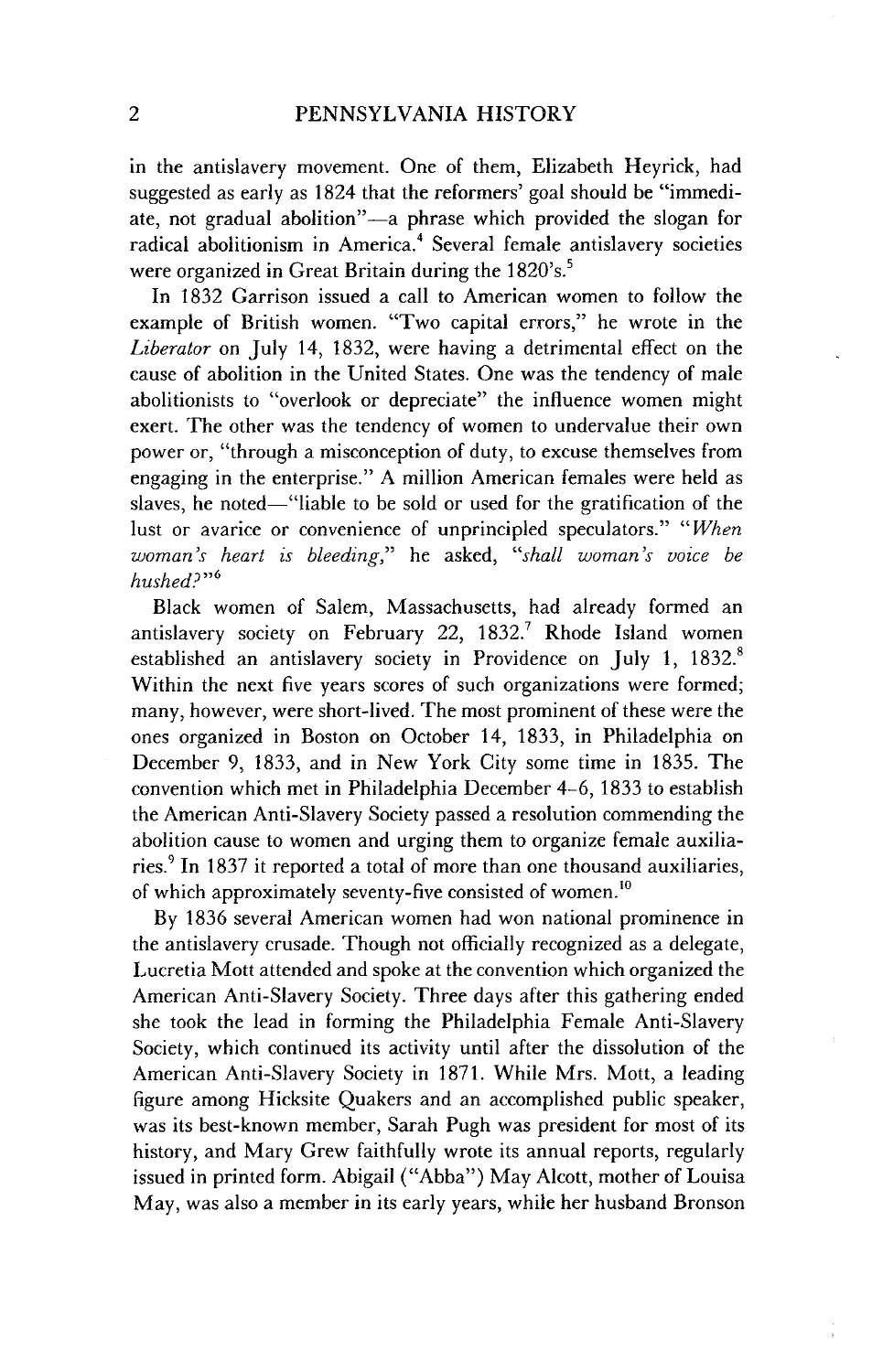in the antislavery movement. One of them, Elizabeth Heyrick, had suggested as early as 1824 that the reformers' goal should be "immediate, not gradual abolition"—a phrase which provided the slogan for radical abolitionism in America.[4] Several female antislavery societies were organized in Great Britain during the 1820's.[5]

In 1832 Garrison issued a call to American women to follow the example of British women. "Two capital errors," he wrote in the *Liberator* on July 14, 1832, were having a detrimental effect on the cause of abolition in the United States. One was the tendency of male abolitionists to "overlook or depreciate" the influence women might exert. The other was the tendency of women to undervalue their own power or, "through a misconception of duty, to excuse themselves from engaging in the enterprise." A million American females were held as slaves, he noted—"liable to be sold or used for the gratification of the lust or avarice or convenience of unprincipled speculators." "*When woman's heart is bleeding*," he asked, "*shall woman's voice be hushed?*"[6]

Black women of Salem, Massachusetts, had already formed an antislavery society on February 22, 1832.[7] Rhode Island women established an antislavery society in Providence on July 1, 1832.[8] Within the next five years scores of such organizations were formed; many, however, were short-lived. The most prominent of these were the ones organized in Boston on October 14, 1833, in Philadelphia on December 9, 1833, and in New York City some time in 1835. The convention which met in Philadelphia December 4–6, 1833 to establish the American Anti-Slavery Society passed a resolution commending the abolition cause to women and urging them to organize female auxiliaries.[9] In 1837 it reported a total of more than one thousand auxiliaries, of which approximately seventy-five consisted of women.[10]

By 1836 several American women had won national prominence in the antislavery crusade. Though not officially recognized as a delegate, Lucretia Mott attended and spoke at the convention which organized the American Anti-Slavery Society. Three days after this gathering ended she took the lead in forming the Philadelphia Female Anti-Slavery Society, which continued its activity until after the dissolution of the American Anti-Slavery Society in 1871. While Mrs. Mott, a leading figure among Hicksite Quakers and an accomplished public speaker, was its best-known member, Sarah Pugh was president for most of its history, and Mary Grew faithfully wrote its annual reports, regularly issued in printed form. Abigail ("Abba") May Alcott, mother of Louisa May, was also a member in its early years, while her husband Bronson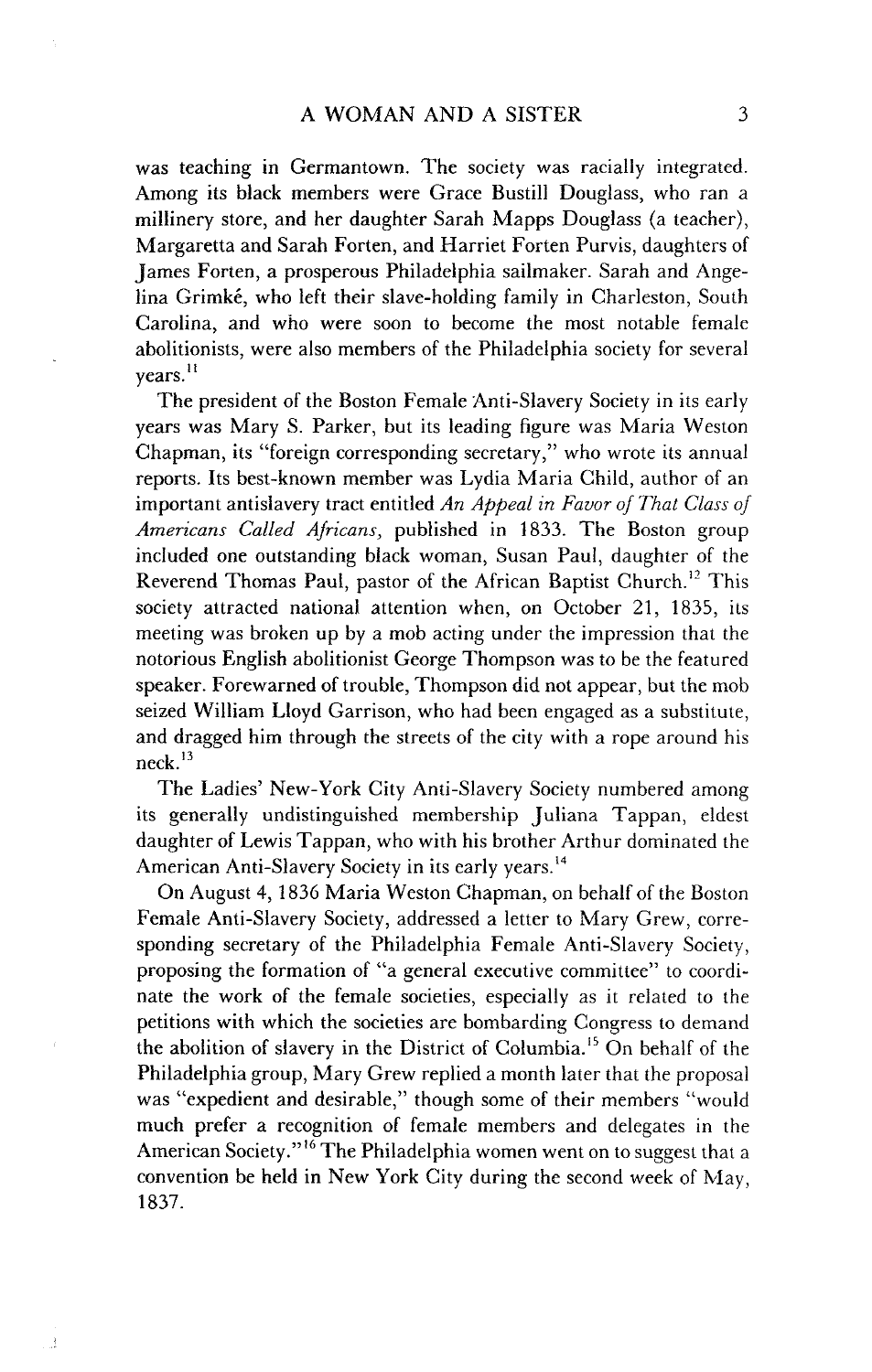was teaching in Germantown. The society was racially integrated. Among its black members were Grace Bustill Douglass, who ran a millinery store, and her daughter Sarah Mapps Douglass (a teacher), Margaretta and Sarah Forten, and Harriet Forten Purvis, daughters of James Forten, a prosperous Philadelphia sailmaker. Sarah and Angelina Grimké, who left their slave-holding family in Charleston, South Carolina, and who were soon to become the most notable female abolitionists, were also members of the Philadelphia society for several years.[11]

The president of the Boston Female Anti-Slavery Society in its early years was Mary S. Parker, but its leading figure was Maria Weston Chapman, its "foreign corresponding secretary," who wrote its annual reports. Its best-known member was Lydia Maria Child, author of an important antislavery tract entitled *An Appeal in Favor of That Class of Americans Called Africans*, published in 1833. The Boston group included one outstanding black woman, Susan Paul, daughter of the Reverend Thomas Paul, pastor of the African Baptist Church.[12] This society attracted national attention when, on October 21, 1835, its meeting was broken up by a mob acting under the impression that the notorious English abolitionist George Thompson was to be the featured speaker. Forewarned of trouble, Thompson did not appear, but the mob seized William Lloyd Garrison, who had been engaged as a substitute, and dragged him through the streets of the city with a rope around his neck.[13]

The Ladies' New-York City Anti-Slavery Society numbered among its generally undistinguished membership Juliana Tappan, eldest daughter of Lewis Tappan, who with his brother Arthur dominated the American Anti-Slavery Society in its early years.[14]

On August 4, 1836 Maria Weston Chapman, on behalf of the Boston Female Anti-Slavery Society, addressed a letter to Mary Grew, corresponding secretary of the Philadelphia Female Anti-Slavery Society, proposing the formation of "a general executive committee" to coordinate the work of the female societies, especially as it related to the petitions with which the societies are bombarding Congress to demand the abolition of slavery in the District of Columbia.[15] On behalf of the Philadelphia group, Mary Grew replied a month later that the proposal was "expedient and desirable," though some of their members "would much prefer a recognition of female members and delegates in the American Society."[16] The Philadelphia women went on to suggest that a convention be held in New York City during the second week of May, 1837.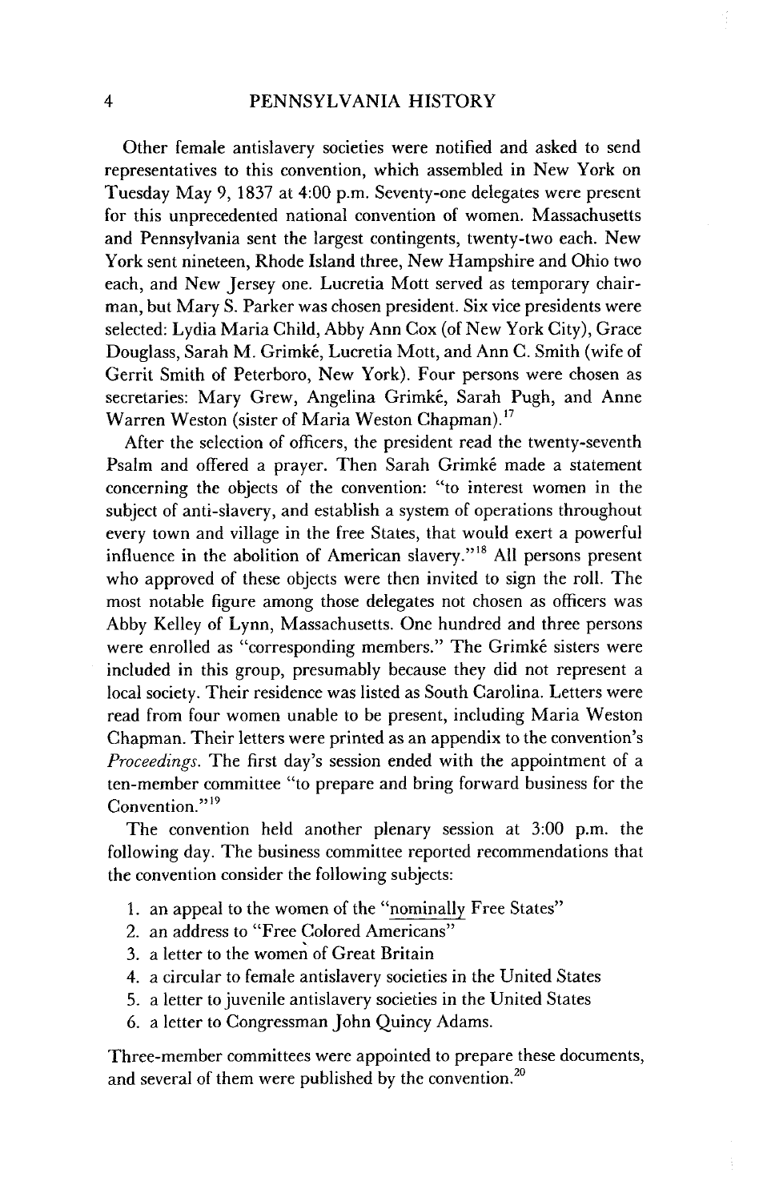Other female antislavery societies were notified and asked to send representatives to this convention, which assembled in New York on Tuesday May 9, 1837 at 4:00 p.m. Seventy-one delegates were present for this unprecedented national convention of women. Massachusetts and Pennsylvania sent the largest contingents, twenty-two each. New York sent nineteen, Rhode Island three, New Hampshire and Ohio two each, and New Jersey one. Lucretia Mott served as temporary chairman, but Mary S. Parker was chosen president. Six vice presidents were selected: Lydia Maria Child, Abby Ann Cox (of New York City), Grace Douglass, Sarah M. Grimké, Lucretia Mott, and Ann C. Smith (wife of Gerrit Smith of Peterboro, New York). Four persons were chosen as secretaries: Mary Grew, Angelina Grimké, Sarah Pugh, and Anne Warren Weston (sister of Maria Weston Chapman).[17]

After the selection of officers, the president read the twenty-seventh Psalm and offered a prayer. Then Sarah Grimké made a statement concerning the objects of the convention: "to interest women in the subject of anti-slavery, and establish a system of operations throughout every town and village in the free States, that would exert a powerful influence in the abolition of American slavery."[18] All persons present who approved of these objects were then invited to sign the roll. The most notable figure among those delegates not chosen as officers was Abby Kelley of Lynn, Massachusetts. One hundred and three persons were enrolled as "corresponding members." The Grimké sisters were included in this group, presumably because they did not represent a local society. Their residence was listed as South Carolina. Letters were read from four women unable to be present, including Maria Weston Chapman. Their letters were printed as an appendix to the convention's *Proceedings*. The first day's session ended with the appointment of a ten-member committee "to prepare and bring forward business for the Convention."[19]

The convention held another plenary session at 3:00 p.m. the following day. The business committee reported recommendations that the convention consider the following subjects:

1. an appeal to the women of the "nominally Free States"
2. an address to "Free Colored Americans"
3. a letter to the women of Great Britain
4. a circular to female antislavery societies in the United States
5. a letter to juvenile antislavery societies in the United States
6. a letter to Congressman John Quincy Adams.

Three-member committees were appointed to prepare these documents, and several of them were published by the convention.[20]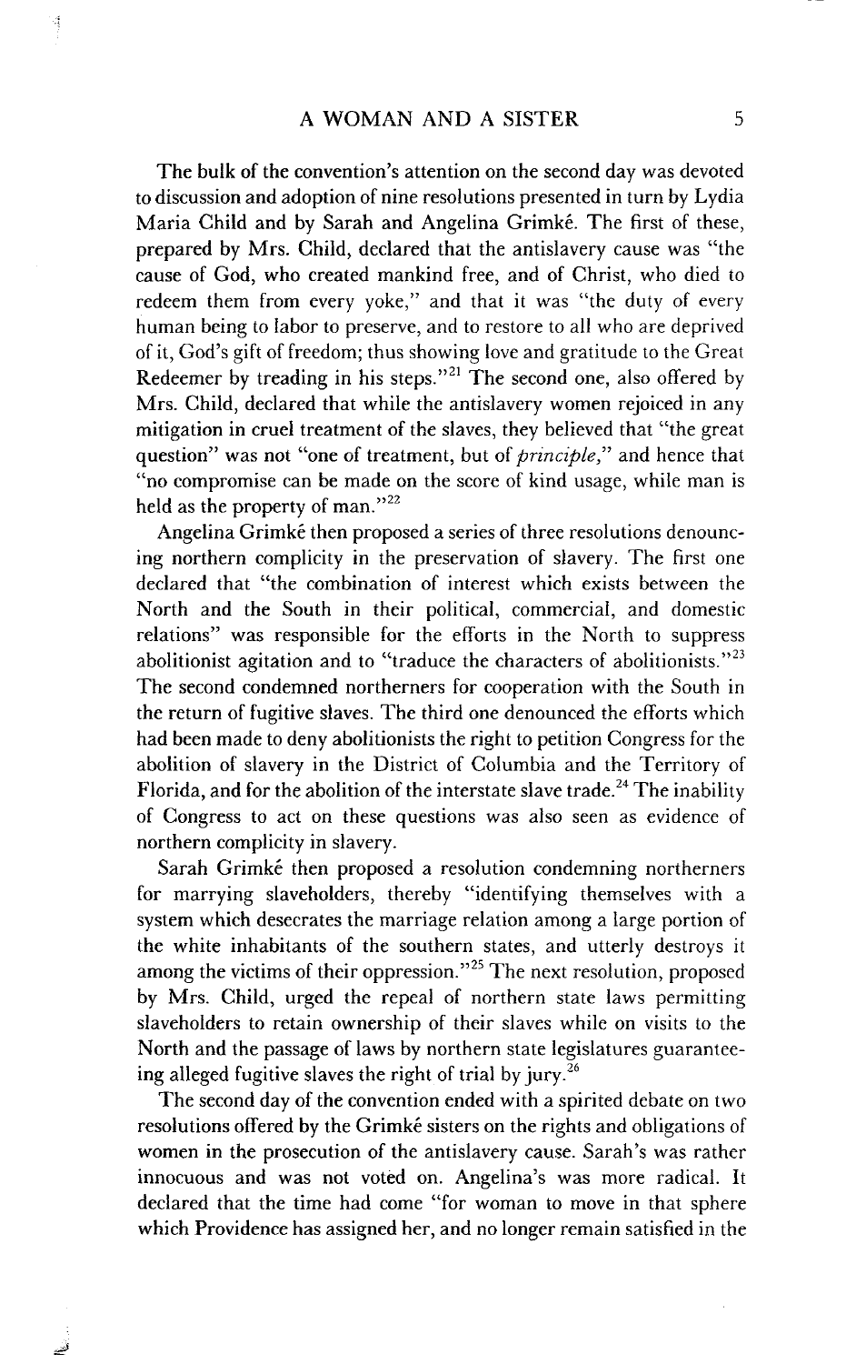The bulk of the convention's attention on the second day was devoted to discussion and adoption of nine resolutions presented in turn by Lydia Maria Child and by Sarah and Angelina Grimké. The first of these, prepared by Mrs. Child, declared that the antislavery cause was "the cause of God, who created mankind free, and of Christ, who died to redeem them from every yoke," and that it was "the duty of every human being to labor to preserve, and to restore to all who are deprived of it, God's gift of freedom; thus showing love and gratitude to the Great Redeemer by treading in his steps."[21] The second one, also offered by Mrs. Child, declared that while the antislavery women rejoiced in any mitigation in cruel treatment of the slaves, they believed that "the great question" was not "one of treatment, but of *principle*," and hence that "no compromise can be made on the score of kind usage, while man is held as the property of man."[22]

Angelina Grimké then proposed a series of three resolutions denouncing northern complicity in the preservation of slavery. The first one declared that "the combination of interest which exists between the North and the South in their political, commercial, and domestic relations" was responsible for the efforts in the North to suppress abolitionist agitation and to "traduce the characters of abolitionists."[23] The second condemned northerners for cooperation with the South in the return of fugitive slaves. The third one denounced the efforts which had been made to deny abolitionists the right to petition Congress for the abolition of slavery in the District of Columbia and the Territory of Florida, and for the abolition of the interstate slave trade.[24] The inability of Congress to act on these questions was also seen as evidence of northern complicity in slavery.

Sarah Grimké then proposed a resolution condemning northerners for marrying slaveholders, thereby "identifying themselves with a system which desecrates the marriage relation among a large portion of the white inhabitants of the southern states, and utterly destroys it among the victims of their oppression."[25] The next resolution, proposed by Mrs. Child, urged the repeal of northern state laws permitting slaveholders to retain ownership of their slaves while on visits to the North and the passage of laws by northern state legislatures guaranteeing alleged fugitive slaves the right of trial by jury.[26]

The second day of the convention ended with a spirited debate on two resolutions offered by the Grimké sisters on the rights and obligations of women in the prosecution of the antislavery cause. Sarah's was rather innocuous and was not voted on. Angelina's was more radical. It declared that the time had come "for woman to move in that sphere which Providence has assigned her, and no longer remain satisfied in the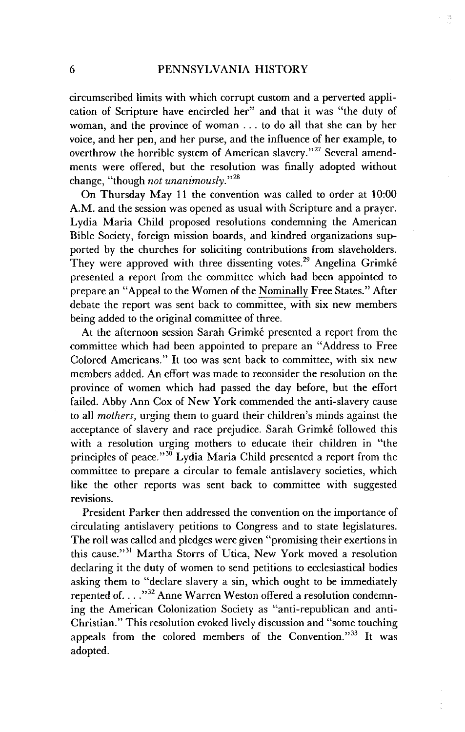circumscribed limits with which corrupt custom and a perverted application of Scripture have encircled her" and that it was "the duty of woman, and the province of woman . . . to do all that she can by her voice, and her pen, and her purse, and the influence of her example, to overthrow the horrible system of American slavery."[27] Several amendments were offered, but the resolution was finally adopted without change, "though *not unanimously*."[28]

On Thursday May 11 the convention was called to order at 10:00 A.M. and the session was opened as usual with Scripture and a prayer. Lydia Maria Child proposed resolutions condemning the American Bible Society, foreign mission boards, and kindred organizations supported by the churches for soliciting contributions from slaveholders. They were approved with three dissenting votes.[29] Angelina Grimké presented a report from the committee which had been appointed to prepare an "Appeal to the Women of the Nominally Free States." After debate the report was sent back to committee, with six new members being added to the original committee of three.

At the afternoon session Sarah Grimké presented a report from the committee which had been appointed to prepare an "Address to Free Colored Americans." It too was sent back to committee, with six new members added. An effort was made to reconsider the resolution on the province of women which had passed the day before, but the effort failed. Abby Ann Cox of New York commended the anti-slavery cause to all *mothers,* urging them to guard their children's minds against the acceptance of slavery and race prejudice. Sarah Grimké followed this with a resolution urging mothers to educate their children in "the principles of peace."[30] Lydia Maria Child presented a report from the committee to prepare a circular to female antislavery societies, which like the other reports was sent back to committee with suggested revisions.

President Parker then addressed the convention on the importance of circulating antislavery petitions to Congress and to state legislatures. The roll was called and pledges were given "promising their exertions in this cause."[31] Martha Storrs of Utica, New York moved a resolution declaring it the duty of women to send petitions to ecclesiastical bodies asking them to "declare slavery a sin, which ought to be immediately repented of. . . ."[32] Anne Warren Weston offered a resolution condemning the American Colonization Society as "anti-republican and anti-Christian." This resolution evoked lively discussion and "some touching appeals from the colored members of the Convention."[33] It was adopted.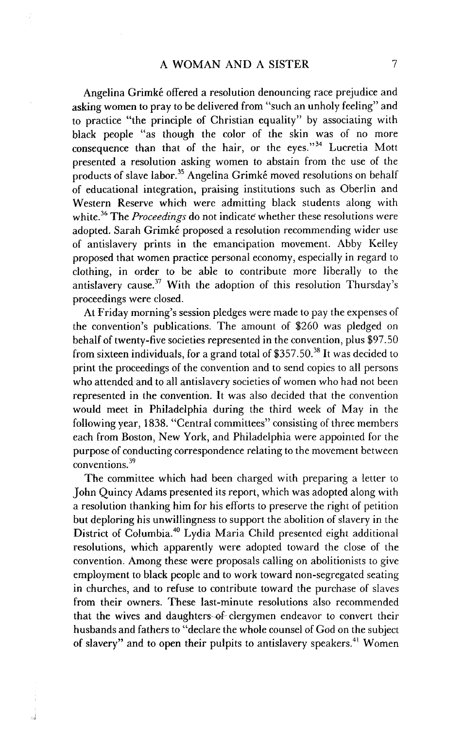Angelina Grimké offered a resolution denouncing race prejudice and asking women to pray to be delivered from "such an unholy feeling" and to practice "the principle of Christian equality" by associating with black people "as though the color of the skin was of no more consequence than that of the hair, or the eyes."[34] Lucretia Mott presented a resolution asking women to abstain from the use of the products of slave labor.[35] Angelina Grimké moved resolutions on behalf of educational integration, praising institutions such as Oberlin and Western Reserve which were admitting black students along with white.[36] The *Proceedings* do not indicate whether these resolutions were adopted. Sarah Grimké proposed a resolution recommending wider use of antislavery prints in the emancipation movement. Abby Kelley proposed that women practice personal economy, especially in regard to clothing, in order to be able to contribute more liberally to the antislavery cause.[37] With the adoption of this resolution Thursday's proceedings were closed.

At Friday morning's session pledges were made to pay the expenses of the convention's publications. The amount of $260 was pledged on behalf of twenty-five societies represented in the convention, plus $97.50 from sixteen individuals, for a grand total of $357.50.[38] It was decided to print the proceedings of the convention and to send copies to all persons who attended and to all antislavery societies of women who had not been represented in the convention. It was also decided that the convention would meet in Philadelphia during the third week of May in the following year, 1838. "Central committees" consisting of three members each from Boston, New York, and Philadelphia were appointed for the purpose of conducting correspondence relating to the movement between conventions.[39]

The committee which had been charged with preparing a letter to John Quincy Adams presented its report, which was adopted along with a resolution thanking him for his efforts to preserve the right of petition but deploring his unwillingness to support the abolition of slavery in the District of Columbia.[40] Lydia Maria Child presented eight additional resolutions, which apparently were adopted toward the close of the convention. Among these were proposals calling on abolitionists to give employment to black people and to work toward non-segregated seating in churches, and to refuse to contribute toward the purchase of slaves from their owners. These last-minute resolutions also recommended that the wives and daughters of clergymen endeavor to convert their husbands and fathers to "declare the whole counsel of God on the subject of slavery" and to open their pulpits to antislavery speakers.[41] Women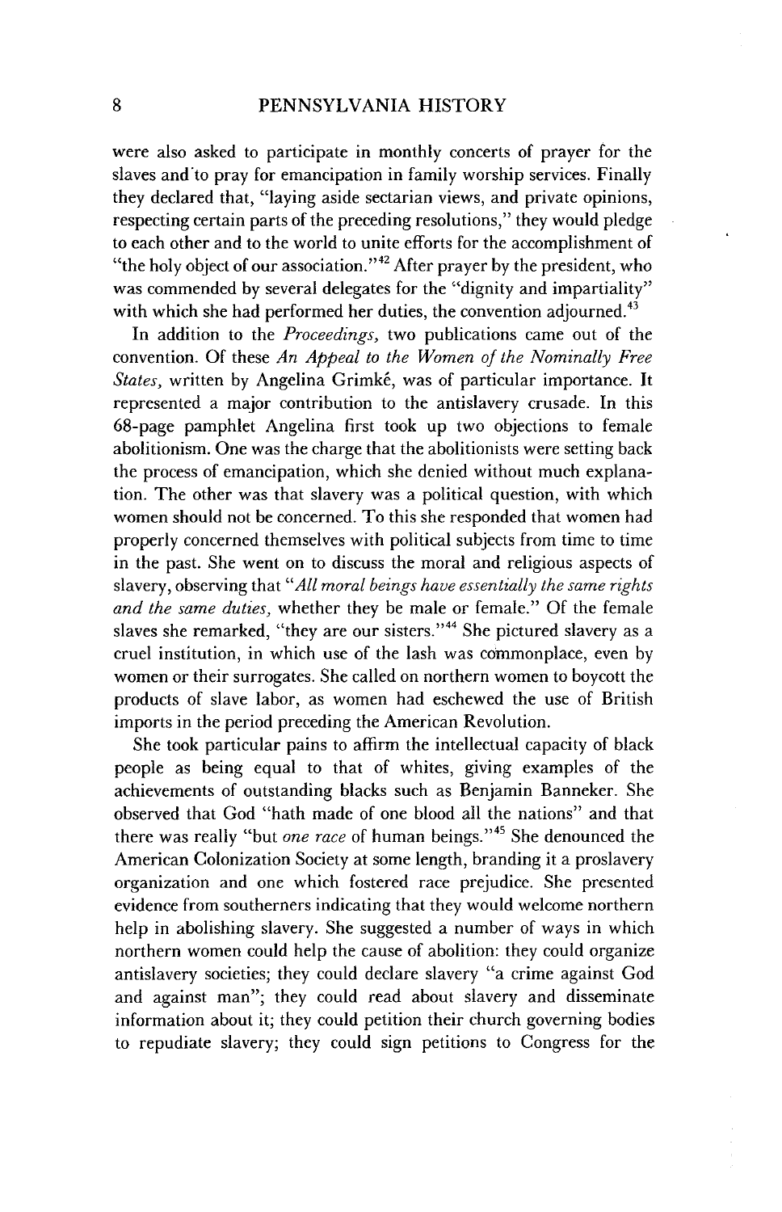were also asked to participate in monthly concerts of prayer for the slaves and to pray for emancipation in family worship services. Finally they declared that, "laying aside sectarian views, and private opinions, respecting certain parts of the preceding resolutions," they would pledge to each other and to the world to unite efforts for the accomplishment of "the holy object of our association."[42] After prayer by the president, who was commended by several delegates for the "dignity and impartiality" with which she had performed her duties, the convention adjourned.[43]

In addition to the *Proceedings,* two publications came out of the convention. Of these *An Appeal to the Women of the Nominally Free States,* written by Angelina Grimké, was of particular importance. It represented a major contribution to the antislavery crusade. In this 68-page pamphlet Angelina first took up two objections to female abolitionism. One was the charge that the abolitionists were setting back the process of emancipation, which she denied without much explanation. The other was that slavery was a political question, with which women should not be concerned. To this she responded that women had properly concerned themselves with political subjects from time to time in the past. She went on to discuss the moral and religious aspects of slavery, observing that "*All moral beings have essentially the same rights and the same duties,* whether they be male or female." Of the female slaves she remarked, "they are our sisters."[44] She pictured slavery as a cruel institution, in which use of the lash was commonplace, even by women or their surrogates. She called on northern women to boycott the products of slave labor, as women had eschewed the use of British imports in the period preceding the American Revolution.

She took particular pains to affirm the intellectual capacity of black people as being equal to that of whites, giving examples of the achievements of outstanding blacks such as Benjamin Banneker. She observed that God "hath made of one blood all the nations" and that there was really "but *one race* of human beings."[45] She denounced the American Colonization Society at some length, branding it a proslavery organization and one which fostered race prejudice. She presented evidence from southerners indicating that they would welcome northern help in abolishing slavery. She suggested a number of ways in which northern women could help the cause of abolition: they could organize antislavery societies; they could declare slavery "a crime against God and against man"; they could read about slavery and disseminate information about it; they could petition their church governing bodies to repudiate slavery; they could sign petitions to Congress for the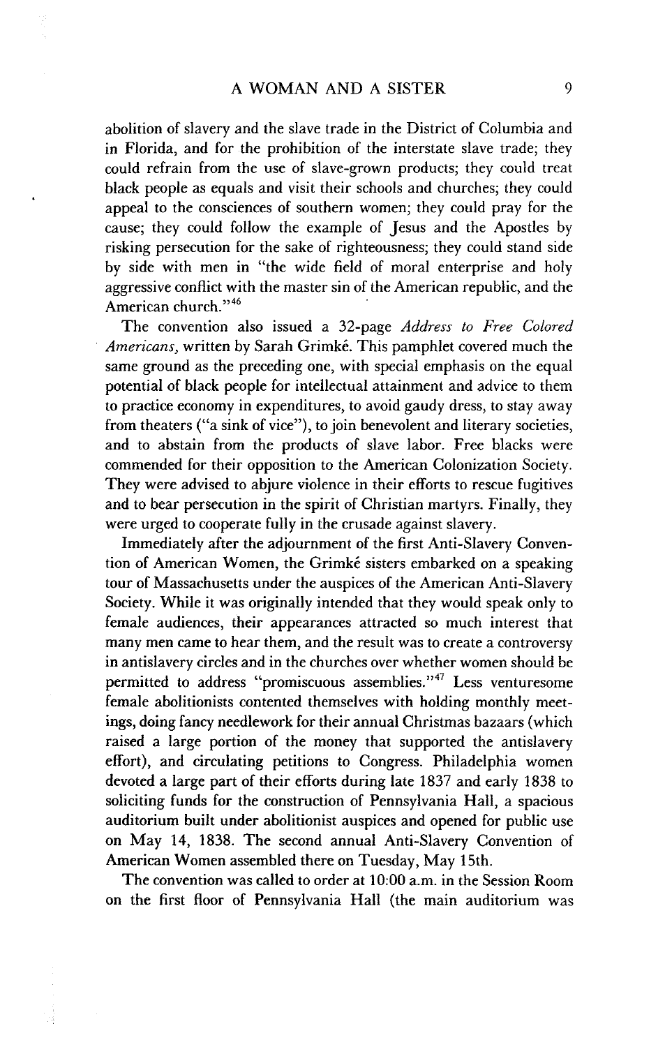abolition of slavery and the slave trade in the District of Columbia and in Florida, and for the prohibition of the interstate slave trade; they could refrain from the use of slave-grown products; they could treat black people as equals and visit their schools and churches; they could appeal to the consciences of southern women; they could pray for the cause; they could follow the example of Jesus and the Apostles by risking persecution for the sake of righteousness; they could stand side by side with men in "the wide field of moral enterprise and holy aggressive conflict with the master sin of the American republic, and the American church."[46]

The convention also issued a 32-page *Address to Free Colored Americans*, written by Sarah Grimké. This pamphlet covered much the same ground as the preceding one, with special emphasis on the equal potential of black people for intellectual attainment and advice to them to practice economy in expenditures, to avoid gaudy dress, to stay away from theaters ("a sink of vice"), to join benevolent and literary societies, and to abstain from the products of slave labor. Free blacks were commended for their opposition to the American Colonization Society. They were advised to abjure violence in their efforts to rescue fugitives and to bear persecution in the spirit of Christian martyrs. Finally, they were urged to cooperate fully in the crusade against slavery.

Immediately after the adjournment of the first Anti-Slavery Convention of American Women, the Grimké sisters embarked on a speaking tour of Massachusetts under the auspices of the American Anti-Slavery Society. While it was originally intended that they would speak only to female audiences, their appearances attracted so much interest that many men came to hear them, and the result was to create a controversy in antislavery circles and in the churches over whether women should be permitted to address "promiscuous assemblies."[47] Less venturesome female abolitionists contented themselves with holding monthly meetings, doing fancy needlework for their annual Christmas bazaars (which raised a large portion of the money that supported the antislavery effort), and circulating petitions to Congress. Philadelphia women devoted a large part of their efforts during late 1837 and early 1838 to soliciting funds for the construction of Pennsylvania Hall, a spacious auditorium built under abolitionist auspices and opened for public use on May 14, 1838. The second annual Anti-Slavery Convention of American Women assembled there on Tuesday, May 15th.

The convention was called to order at 10:00 a.m. in the Session Room on the first floor of Pennsylvania Hall (the main auditorium was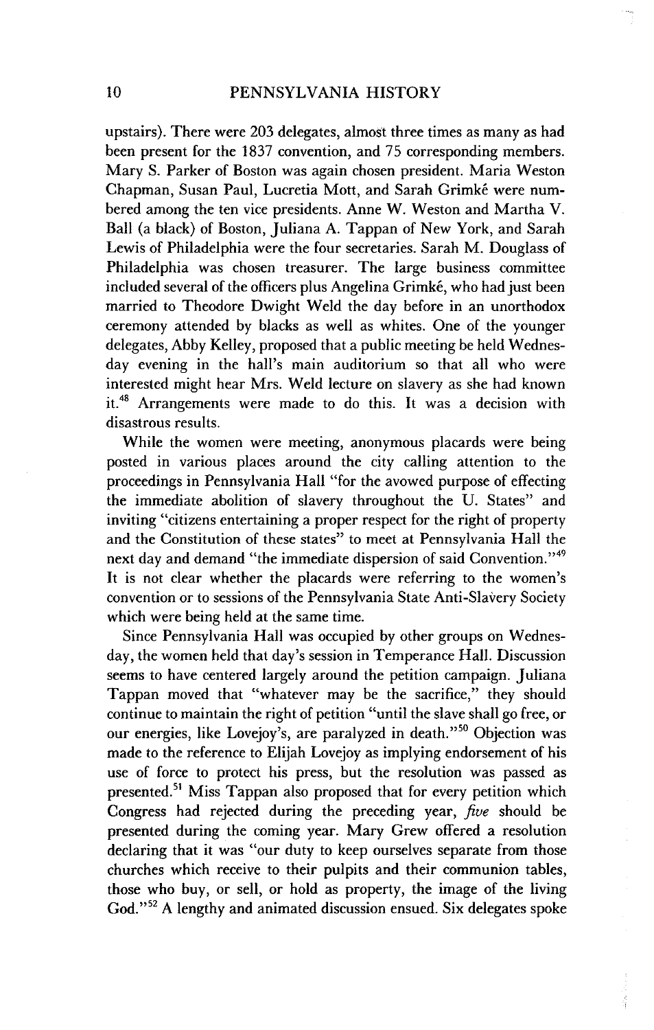upstairs). There were 203 delegates, almost three times as many as had been present for the 1837 convention, and 75 corresponding members. Mary S. Parker of Boston was again chosen president. Maria Weston Chapman, Susan Paul, Lucretia Mott, and Sarah Grimké were numbered among the ten vice presidents. Anne W. Weston and Martha V. Ball (a black) of Boston, Juliana A. Tappan of New York, and Sarah Lewis of Philadelphia were the four secretaries. Sarah M. Douglass of Philadelphia was chosen treasurer. The large business committee included several of the officers plus Angelina Grimké, who had just been married to Theodore Dwight Weld the day before in an unorthodox ceremony attended by blacks as well as whites. One of the younger delegates, Abby Kelley, proposed that a public meeting be held Wednesday evening in the hall's main auditorium so that all who were interested might hear Mrs. Weld lecture on slavery as she had known it.[48] Arrangements were made to do this. It was a decision with disastrous results.

While the women were meeting, anonymous placards were being posted in various places around the city calling attention to the proceedings in Pennsylvania Hall "for the avowed purpose of effecting the immediate abolition of slavery throughout the U. States" and inviting "citizens entertaining a proper respect for the right of property and the Constitution of these states" to meet at Pennsylvania Hall the next day and demand "the immediate dispersion of said Convention."[49] It is not clear whether the placards were referring to the women's convention or to sessions of the Pennsylvania State Anti-Slavery Society which were being held at the same time.

Since Pennsylvania Hall was occupied by other groups on Wednesday, the women held that day's session in Temperance Hall. Discussion seems to have centered largely around the petition campaign. Juliana Tappan moved that "whatever may be the sacrifice," they should continue to maintain the right of petition "until the slave shall go free, or our energies, like Lovejoy's, are paralyzed in death."[50] Objection was made to the reference to Elijah Lovejoy as implying endorsement of his use of force to protect his press, but the resolution was passed as presented.[51] Miss Tappan also proposed that for every petition which Congress had rejected during the preceding year, *five* should be presented during the coming year. Mary Grew offered a resolution declaring that it was "our duty to keep ourselves separate from those churches which receive to their pulpits and their communion tables, those who buy, or sell, or hold as property, the image of the living God."[52] A lengthy and animated discussion ensued. Six delegates spoke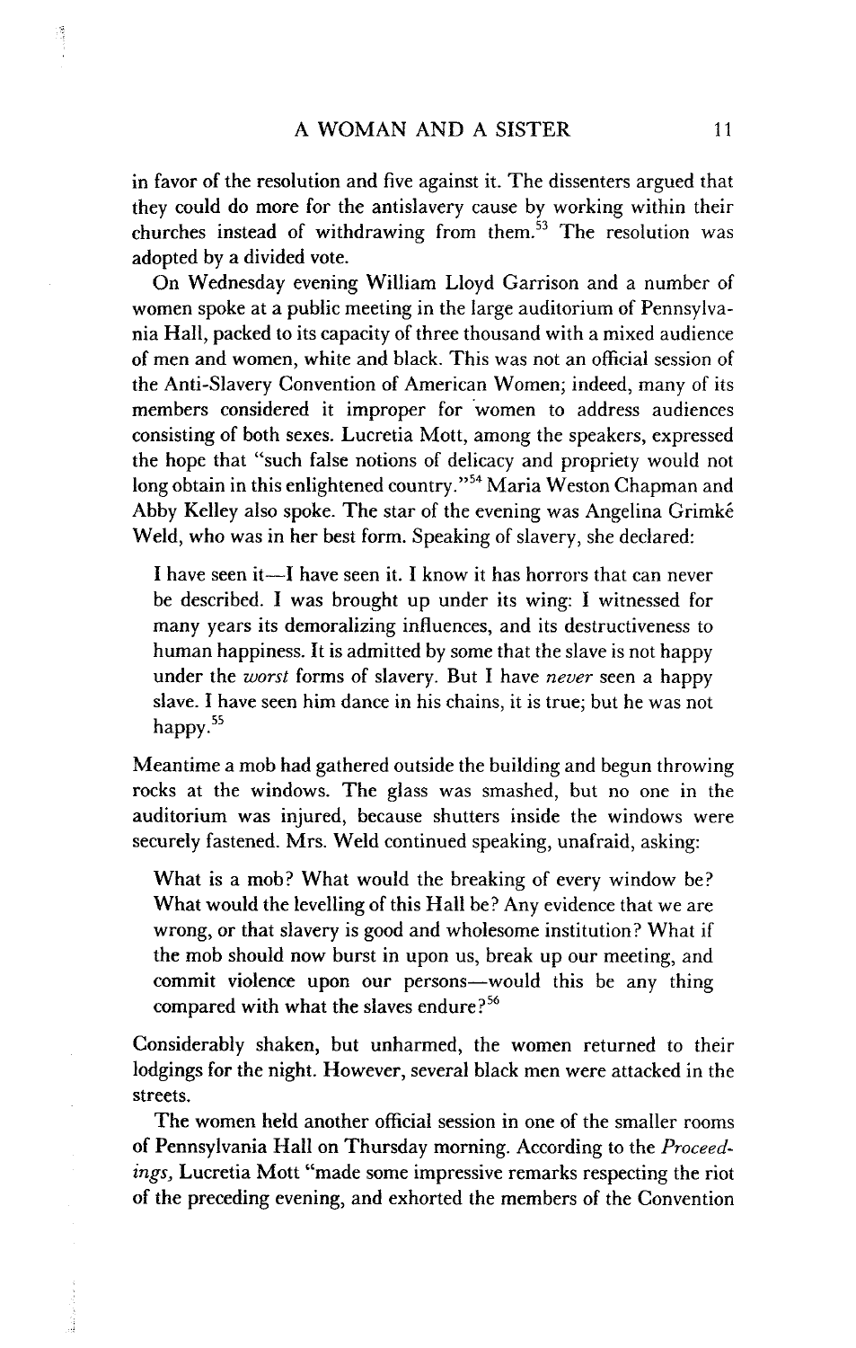in favor of the resolution and five against it. The dissenters argued that they could do more for the antislavery cause by working within their churches instead of withdrawing from them.[53] The resolution was adopted by a divided vote.

On Wednesday evening William Lloyd Garrison and a number of women spoke at a public meeting in the large auditorium of Pennsylvania Hall, packed to its capacity of three thousand with a mixed audience of men and women, white and black. This was not an official session of the Anti-Slavery Convention of American Women; indeed, many of its members considered it improper for women to address audiences consisting of both sexes. Lucretia Mott, among the speakers, expressed the hope that "such false notions of delicacy and propriety would not long obtain in this enlightened country."[54] Maria Weston Chapman and Abby Kelley also spoke. The star of the evening was Angelina Grimké Weld, who was in her best form. Speaking of slavery, she declared:

> I have seen it—I have seen it. I know it has horrors that can never be described. I was brought up under its wing: I witnessed for many years its demoralizing influences, and its destructiveness to human happiness. It is admitted by some that the slave is not happy under the *worst* forms of slavery. But I have *never* seen a happy slave. I have seen him dance in his chains, it is true; but he was not happy.[55]

Meantime a mob had gathered outside the building and begun throwing rocks at the windows. The glass was smashed, but no one in the auditorium was injured, because shutters inside the windows were securely fastened. Mrs. Weld continued speaking, unafraid, asking:

> What is a mob? What would the breaking of every window be? What would the levelling of this Hall be? Any evidence that we are wrong, or that slavery is good and wholesome institution? What if the mob should now burst in upon us, break up our meeting, and commit violence upon our persons—would this be any thing compared with what the slaves endure?[56]

Considerably shaken, but unharmed, the women returned to their lodgings for the night. However, several black men were attacked in the streets.

The women held another official session in one of the smaller rooms of Pennsylvania Hall on Thursday morning. According to the *Proceedings,* Lucretia Mott "made some impressive remarks respecting the riot of the preceding evening, and exhorted the members of the Convention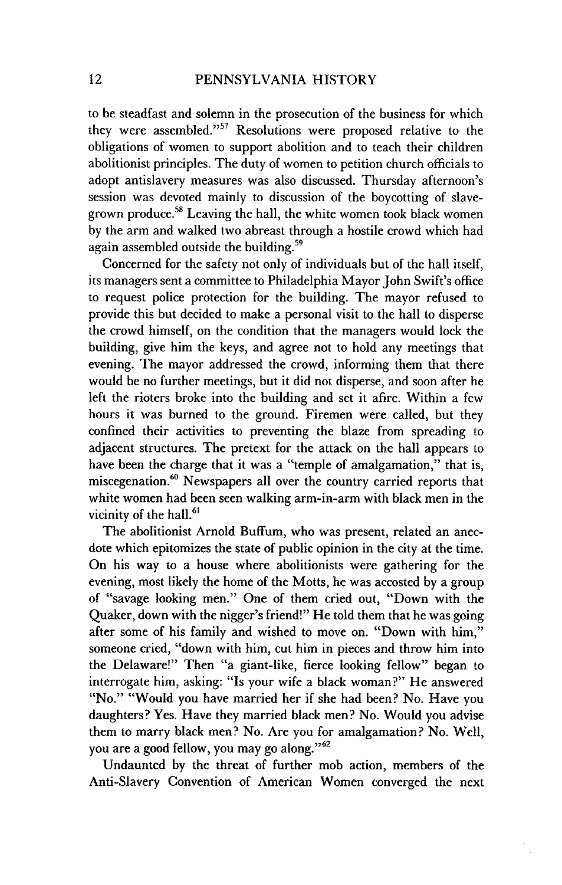to be steadfast and solemn in the prosecution of the business for which they were assembled."[57] Resolutions were proposed relative to the obligations of women to support abolition and to teach their children abolitionist principles. The duty of women to petition church officials to adopt antislavery measures was also discussed. Thursday afternoon's session was devoted mainly to discussion of the boycotting of slave-grown produce.[58] Leaving the hall, the white women took black women by the arm and walked two abreast through a hostile crowd which had again assembled outside the building.[59]

Concerned for the safety not only of individuals but of the hall itself, its managers sent a committee to Philadelphia Mayor John Swift's office to request police protection for the building. The mayor refused to provide this but decided to make a personal visit to the hall to disperse the crowd himself, on the condition that the managers would lock the building, give him the keys, and agree not to hold any meetings that evening. The mayor addressed the crowd, informing them that there would be no further meetings, but it did not disperse, and soon after he left the rioters broke into the building and set it afire. Within a few hours it was burned to the ground. Firemen were called, but they confined their activities to preventing the blaze from spreading to adjacent structures. The pretext for the attack on the hall appears to have been the charge that it was a "temple of amalgamation," that is, miscegenation.[60] Newspapers all over the country carried reports that white women had been seen walking arm-in-arm with black men in the vicinity of the hall.[61]

The abolitionist Arnold Buffum, who was present, related an anecdote which epitomizes the state of public opinion in the city at the time. On his way to a house where abolitionists were gathering for the evening, most likely the home of the Motts, he was accosted by a group of "savage looking men." One of them cried out, "Down with the Quaker, down with the nigger's friend!" He told them that he was going after some of his family and wished to move on. "Down with him," someone cried, "down with him, cut him in pieces and throw him into the Delaware!" Then "a giant-like, fierce looking fellow" began to interrogate him, asking: "Is your wife a black woman?" He answered "No." "Would you have married her if she had been? No. Have you daughters? Yes. Have they married black men? No. Would you advise them to marry black men? No. Are you for amalgamation? No. Well, you are a good fellow, you may go along."[62]

Undaunted by the threat of further mob action, members of the Anti-Slavery Convention of American Women converged the next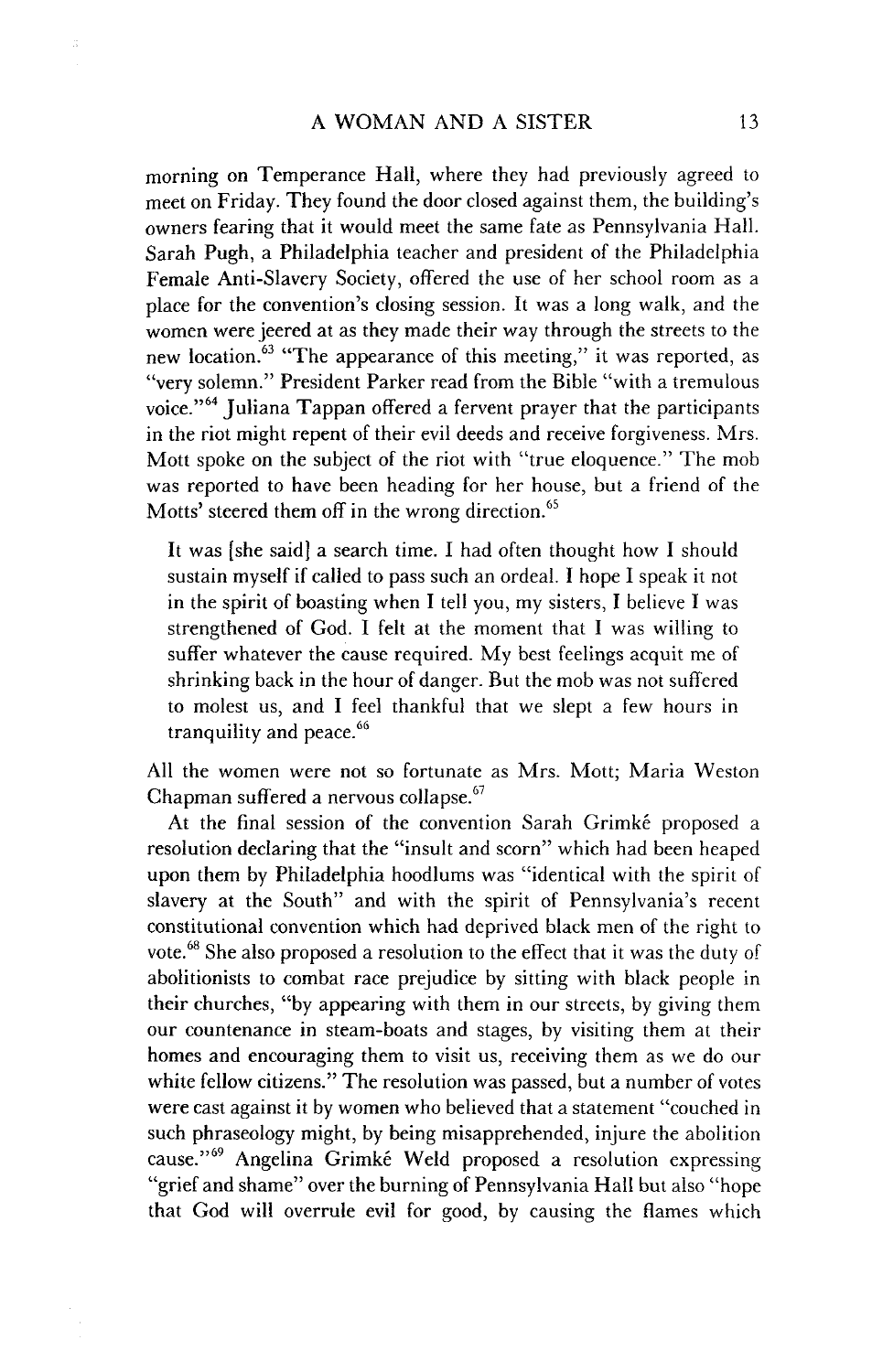morning on Temperance Hall, where they had previously agreed to meet on Friday. They found the door closed against them, the building's owners fearing that it would meet the same fate as Pennsylvania Hall. Sarah Pugh, a Philadelphia teacher and president of the Philadelphia Female Anti-Slavery Society, offered the use of her school room as a place for the convention's closing session. It was a long walk, and the women were jeered at as they made their way through the streets to the new location.[63] "The appearance of this meeting," it was reported, as "very solemn." President Parker read from the Bible "with a tremulous voice."[64] Juliana Tappan offered a fervent prayer that the participants in the riot might repent of their evil deeds and receive forgiveness. Mrs. Mott spoke on the subject of the riot with "true eloquence." The mob was reported to have been heading for her house, but a friend of the Motts' steered them off in the wrong direction.[65]

> It was [she said] a search time. I had often thought how I should sustain myself if called to pass such an ordeal. I hope I speak it not in the spirit of boasting when I tell you, my sisters, I believe I was strengthened of God. I felt at the moment that I was willing to suffer whatever the cause required. My best feelings acquit me of shrinking back in the hour of danger. But the mob was not suffered to molest us, and I feel thankful that we slept a few hours in tranquility and peace.[66]

All the women were not so fortunate as Mrs. Mott; Maria Weston Chapman suffered a nervous collapse.[67]

At the final session of the convention Sarah Grimké proposed a resolution declaring that the "insult and scorn" which had been heaped upon them by Philadelphia hoodlums was "identical with the spirit of slavery at the South" and with the spirit of Pennsylvania's recent constitutional convention which had deprived black men of the right to vote.[68] She also proposed a resolution to the effect that it was the duty of abolitionists to combat race prejudice by sitting with black people in their churches, "by appearing with them in our streets, by giving them our countenance in steam-boats and stages, by visiting them at their homes and encouraging them to visit us, receiving them as we do our white fellow citizens." The resolution was passed, but a number of votes were cast against it by women who believed that a statement "couched in such phraseology might, by being misapprehended, injure the abolition cause."[69] Angelina Grimké Weld proposed a resolution expressing "grief and shame" over the burning of Pennsylvania Hall but also "hope that God will overrule evil for good, by causing the flames which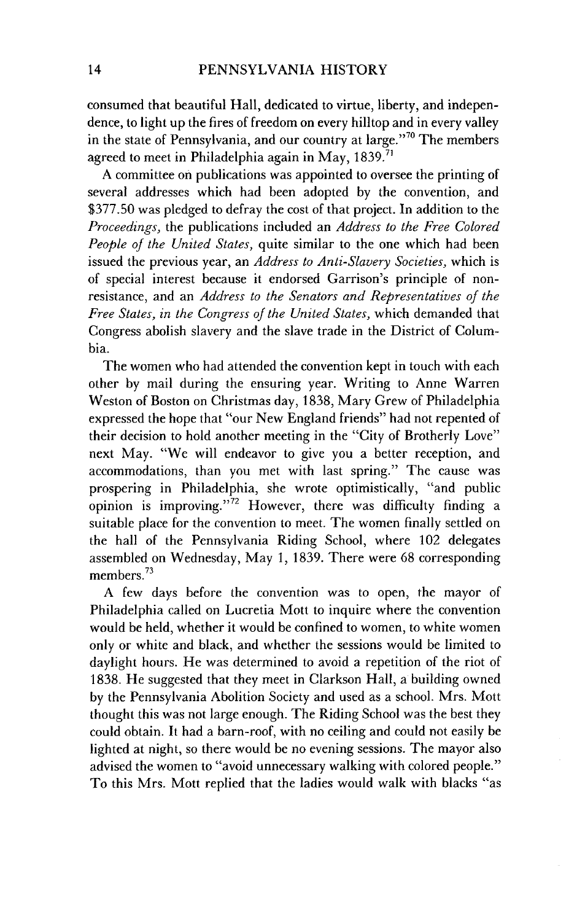consumed that beautiful Hall, dedicated to virtue, liberty, and independence, to light up the fires of freedom on every hilltop and in every valley in the state of Pennsylvania, and our country at large."[70] The members agreed to meet in Philadelphia again in May, 1839.[71]

A committee on publications was appointed to oversee the printing of several addresses which had been adopted by the convention, and $377.50 was pledged to defray the cost of that project. In addition to the *Proceedings,* the publications included an *Address to the Free Colored People of the United States,* quite similar to the one which had been issued the previous year, an *Address to Anti-Slavery Societies,* which is of special interest because it endorsed Garrison's principle of non-resistance, and an *Address to the Senators and Representatives of the Free States, in the Congress of the United States,* which demanded that Congress abolish slavery and the slave trade in the District of Columbia.

The women who had attended the convention kept in touch with each other by mail during the ensuring year. Writing to Anne Warren Weston of Boston on Christmas day, 1838, Mary Grew of Philadelphia expressed the hope that "our New England friends" had not repented of their decision to hold another meeting in the "City of Brotherly Love" next May. "We will endeavor to give you a better reception, and accommodations, than you met with last spring." The cause was prospering in Philadelphia, she wrote optimistically, "and public opinion is improving."[72] However, there was difficulty finding a suitable place for the convention to meet. The women finally settled on the hall of the Pennsylvania Riding School, where 102 delegates assembled on Wednesday, May 1, 1839. There were 68 corresponding members.[73]

A few days before the convention was to open, the mayor of Philadelphia called on Lucretia Mott to inquire where the convention would be held, whether it would be confined to women, to white women only or white and black, and whether the sessions would be limited to daylight hours. He was determined to avoid a repetition of the riot of 1838. He suggested that they meet in Clarkson Hall, a building owned by the Pennsylvania Abolition Society and used as a school. Mrs. Mott thought this was not large enough. The Riding School was the best they could obtain. It had a barn-roof, with no ceiling and could not easily be lighted at night, so there would be no evening sessions. The mayor also advised the women to "avoid unnecessary walking with colored people." To this Mrs. Mott replied that the ladies would walk with blacks "as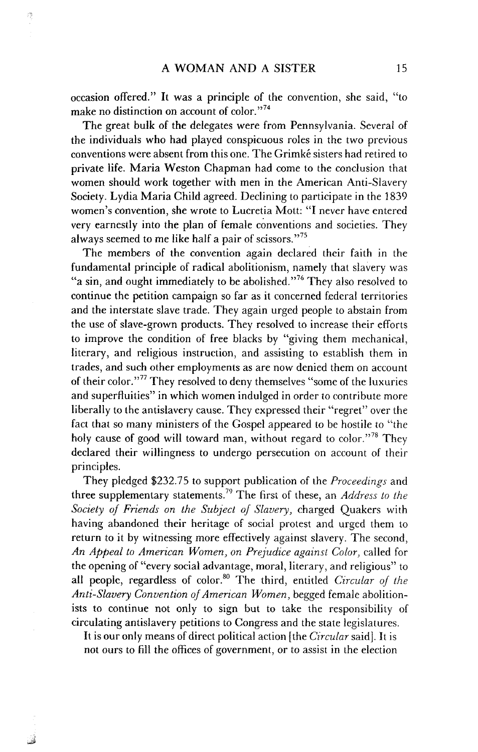occasion offered." It was a principle of the convention, she said, "to make no distinction on account of color."[74]

The great bulk of the delegates were from Pennsylvania. Several of the individuals who had played conspicuous roles in the two previous conventions were absent from this one. The Grimké sisters had retired to private life. Maria Weston Chapman had come to the conclusion that women should work together with men in the American Anti-Slavery Society. Lydia Maria Child agreed. Declining to participate in the 1839 women's convention, she wrote to Lucretia Mott: "I never have entered very earnestly into the plan of female conventions and societies. They always seemed to me like half a pair of scissors."[75]

The members of the convention again declared their faith in the fundamental principle of radical abolitionism, namely that slavery was "a sin, and ought immediately to be abolished."[76] They also resolved to continue the petition campaign so far as it concerned federal territories and the interstate slave trade. They again urged people to abstain from the use of slave-grown products. They resolved to increase their efforts to improve the condition of free blacks by "giving them mechanical, literary, and religious instruction, and assisting to establish them in trades, and such other employments as are now denied them on account of their color."[77] They resolved to deny themselves "some of the luxuries and superfluities" in which women indulged in order to contribute more liberally to the antislavery cause. They expressed their "regret" over the fact that so many ministers of the Gospel appeared to be hostile to "the holy cause of good will toward man, without regard to color."[78] They declared their willingness to undergo persecution on account of their principles.

They pledged $232.75 to support publication of the *Proceedings* and three supplementary statements.[79] The first of these, an *Address to the Society of Friends on the Subject of Slavery,* charged Quakers with having abandoned their heritage of social protest and urged them to return to it by witnessing more effectively against slavery. The second, *An Appeal to American Women, on Prejudice against Color,* called for the opening of "every social advantage, moral, literary, and religious" to all people, regardless of color.[80] The third, entitled *Circular of the Anti-Slavery Convention of American Women*, begged female abolitionists to continue not only to sign but to take the responsibility of circulating antislavery petitions to Congress and the state legislatures.

> It is our only means of direct political action [the *Circular* said]. It is not ours to fill the offices of government, or to assist in the election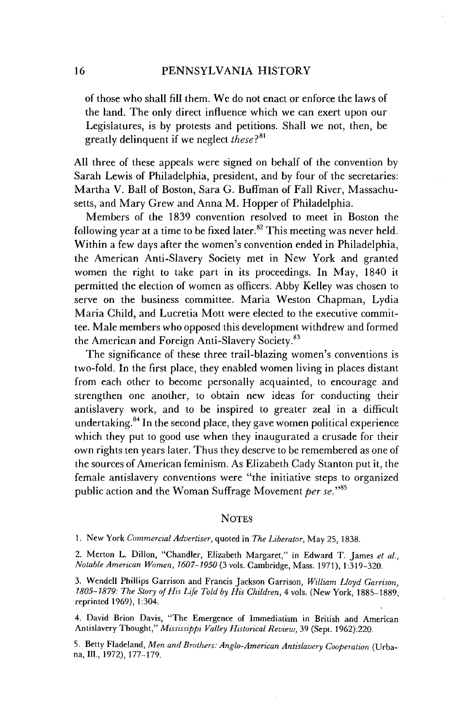> of those who shall fill them. We do not enact or enforce the laws of the land. The only direct influence which we can exert upon our Legislatures, is by protests and petitions. Shall we not, then, be greatly delinquent if we neglect *these*?[81]

All three of these appeals were signed on behalf of the convention by Sarah Lewis of Philadelphia, president, and by four of the secretaries: Martha V. Ball of Boston, Sara G. Buffman of Fall River, Massachusetts, and Mary Grew and Anna M. Hopper of Philadelphia.

Members of the 1839 convention resolved to meet in Boston the following year at a time to be fixed later.[82] This meeting was never held. Within a few days after the women's convention ended in Philadelphia, the American Anti-Slavery Society met in New York and granted women the right to take part in its proceedings. In May, 1840 it permitted the election of women as officers. Abby Kelley was chosen to serve on the business committee. Maria Weston Chapman, Lydia Maria Child, and Lucretia Mott were elected to the executive committee. Male members who opposed this development withdrew and formed the American and Foreign Anti-Slavery Society.[83]

The significance of these three trail-blazing women's conventions is two-fold. In the first place, they enabled women living in places distant from each other to become personally acquainted, to encourage and strengthen one another, to obtain new ideas for conducting their antislavery work, and to be inspired to greater zeal in a difficult undertaking.[84] In the second place, they gave women political experience which they put to good use when they inaugurated a crusade for their own rights ten years later. Thus they deserve to be remembered as one of the sources of American feminism. As Elizabeth Cady Stanton put it, the female antislavery conventions were "the initiative steps to organized public action and the Woman Suffrage Movement *per se*."[85]

## NOTES

1. New York *Commercial Advertiser*, quoted in *The Liberator*, May 25, 1838.

2. Merton L. Dillon, "Chandler, Elizabeth Margaret," in Edward T. James *et al.*, *Notable American Women, 1607–1950* (3 vols. Cambridge, Mass. 1971), 1:319–320.

3. Wendell Phillips Garrison and Francis Jackson Garrison, *William Lloyd Garrison, 1805–1879: The Story of His Life Told by His Children*, 4 vols. (New York, 1885–1889, reprinted 1969), 1:304.

4. David Brion Davis, "The Emergence of Immediatism in British and American Antislavery Thought," *Mississippi Valley Historical Review*, 39 (Sept. 1962):220.

5. Betty Fladeland, *Men and Brothers: Anglo-American Antislavery Cooperation* (Urbana, Ill., 1972), 177–179.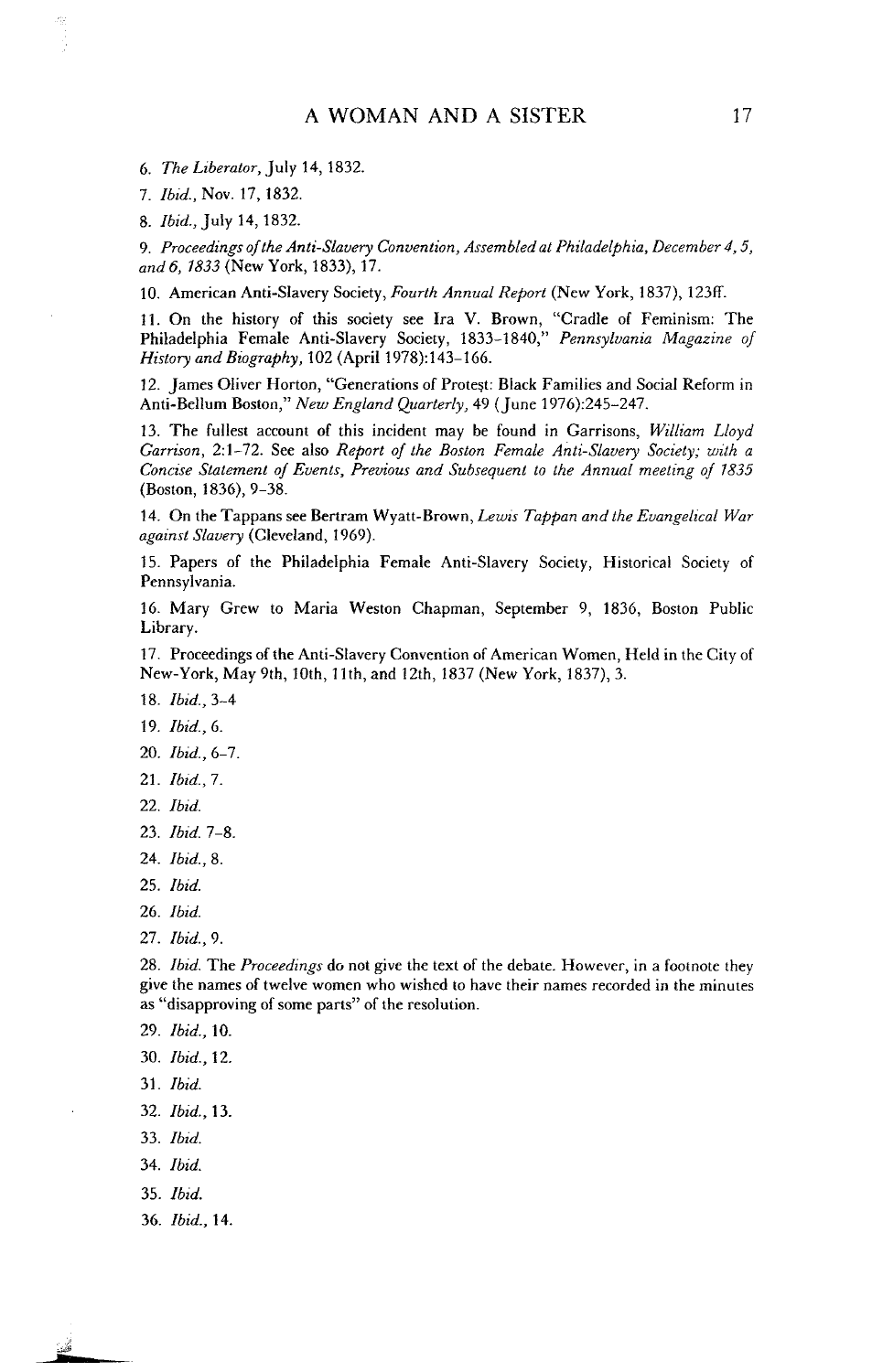6. *The Liberator*, July 14, 1832.

7. *Ibid.*, Nov. 17, 1832.

8. *Ibid.*, July 14, 1832.

9. *Proceedings of the Anti-Slavery Convention, Assembled at Philadelphia, December 4, 5, and 6, 1833* (New York, 1833), 17.

10. American Anti-Slavery Society, *Fourth Annual Report* (New York, 1837), 123ff.

11. On the history of this society see Ira V. Brown, "Cradle of Feminism: The Philadelphia Female Anti-Slavery Society, 1833–1840," *Pennsylvania Magazine of History and Biography*, 102 (April 1978):143–166.

12. James Oliver Horton, "Generations of Protest: Black Families and Social Reform in Anti-Bellum Boston," *New England Quarterly*, 49 (June 1976):245–247.

13. The fullest account of this incident may be found in Garrisons, *William Lloyd Garrison*, 2:1–72. See also *Report of the Boston Female Anti-Slavery Society; with a Concise Statement of Events, Previous and Subsequent to the Annual meeting of 1835* (Boston, 1836), 9–38.

14. On the Tappans see Bertram Wyatt-Brown, *Lewis Tappan and the Evangelical War against Slavery* (Cleveland, 1969).

15. Papers of the Philadelphia Female Anti-Slavery Society, Historical Society of Pennsylvania.

16. Mary Grew to Maria Weston Chapman, September 9, 1836, Boston Public Library.

17. Proceedings of the Anti-Slavery Convention of American Women, Held in the City of New-York, May 9th, 10th, 11th, and 12th, 1837 (New York, 1837), 3.

18. *Ibid.*, 3–4

19. *Ibid.*, 6.

20. *Ibid.*, 6–7.

21. *Ibid.*, 7.

22. *Ibid.*

23. *Ibid.* 7–8.

24. *Ibid.*, 8.

25. *Ibid.*

26. *Ibid.*

27. *Ibid.*, 9.

28. *Ibid.* The *Proceedings* do not give the text of the debate. However, in a footnote they give the names of twelve women who wished to have their names recorded in the minutes as "disapproving of some parts" of the resolution.

29. *Ibid.*, 10.

30. *Ibid.*, 12.

31. *Ibid.*

32. *Ibid.*, 13.

33. *Ibid.*

34. *Ibid.*

35. *Ibid.*

36. *Ibid.*, 14.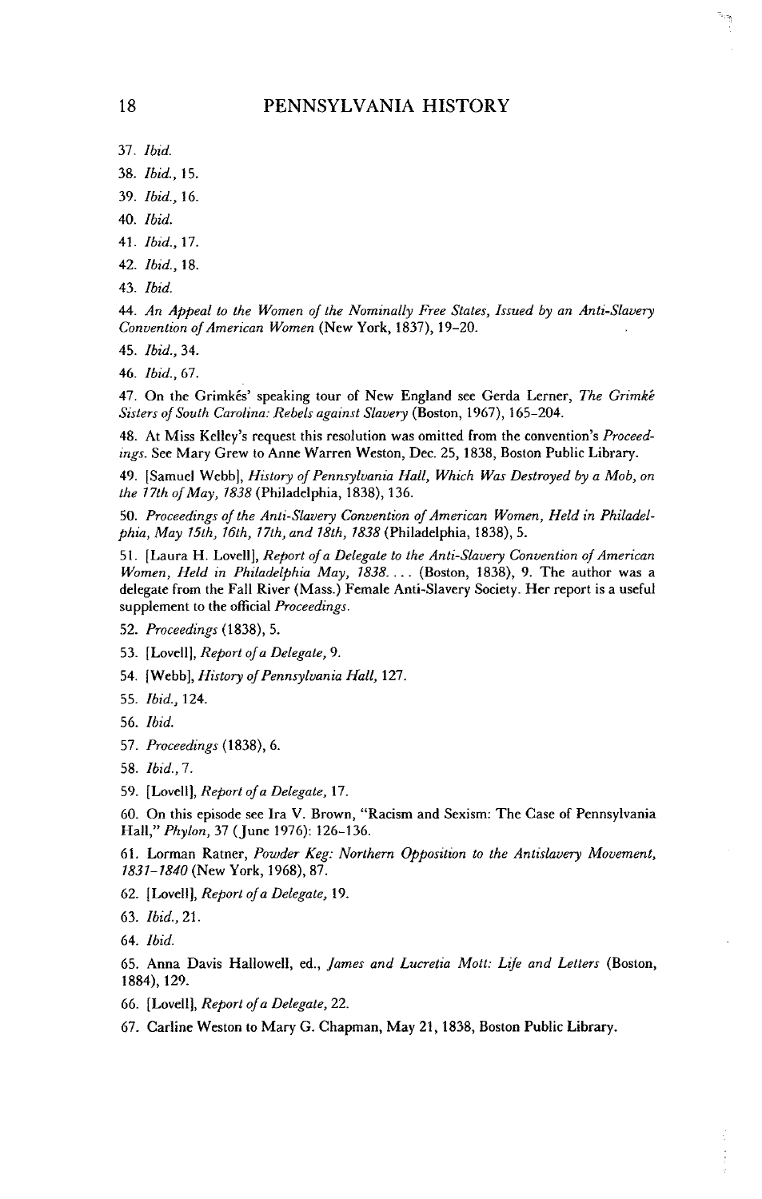37. *Ibid.*

38. *Ibid.*, 15.

39. *Ibid.*, 16.

40. *Ibid.*

41. *Ibid.*, 17.

42. *Ibid.*, 18.

43. *Ibid.*

44. *An Appeal to the Women of the Nominally Free States, Issued by an Anti-Slavery Convention of American Women* (New York, 1837), 19–20.

45. *Ibid.*, 34.

46. *Ibid.*, 67.

47. On the Grimkés' speaking tour of New England see Gerda Lerner, *The Grimké Sisters of South Carolina: Rebels against Slavery* (Boston, 1967), 165–204.

48. At Miss Kelley's request this resolution was omitted from the convention's *Proceedings*. See Mary Grew to Anne Warren Weston, Dec. 25, 1838, Boston Public Library.

49. [Samuel Webb], *History of Pennsylvania Hall, Which Was Destroyed by a Mob, on the 17th of May, 1838* (Philadelphia, 1838), 136.

50. *Proceedings of the Anti-Slavery Convention of American Women, Held in Philadelphia, May 15th, 16th, 17th, and 18th, 1838* (Philadelphia, 1838), 5.

51. [Laura H. Lovell], *Report of a Delegate to the Anti-Slavery Convention of American Women, Held in Philadelphia May, 1838. . . .* (Boston, 1838), 9. The author was a delegate from the Fall River (Mass.) Female Anti-Slavery Society. Her report is a useful supplement to the official *Proceedings*.

52. *Proceedings* (1838), 5.

53. [Lovell], *Report of a Delegate*, 9.

54. [Webb], *History of Pennsylvania Hall*, 127.

55. *Ibid.*, 124.

56. *Ibid.*

57. *Proceedings* (1838), 6.

58. *Ibid.*, 7.

59. [Lovell], *Report of a Delegate*, 17.

60. On this episode see Ira V. Brown, "Racism and Sexism: The Case of Pennsylvania Hall," *Phylon*, 37 (June 1976): 126–136.

61. Lorman Ratner, *Powder Keg: Northern Opposition to the Antislavery Movement, 1831–1840* (New York, 1968), 87.

62. [Lovell], *Report of a Delegate*, 19.

63. *Ibid.*, 21.

64. *Ibid.*

65. Anna Davis Hallowell, ed., *James and Lucretia Mott: Life and Letters* (Boston, 1884), 129.

66. [Lovell], *Report of a Delegate*, 22.

67. Carline Weston to Mary G. Chapman, May 21, 1838, Boston Public Library.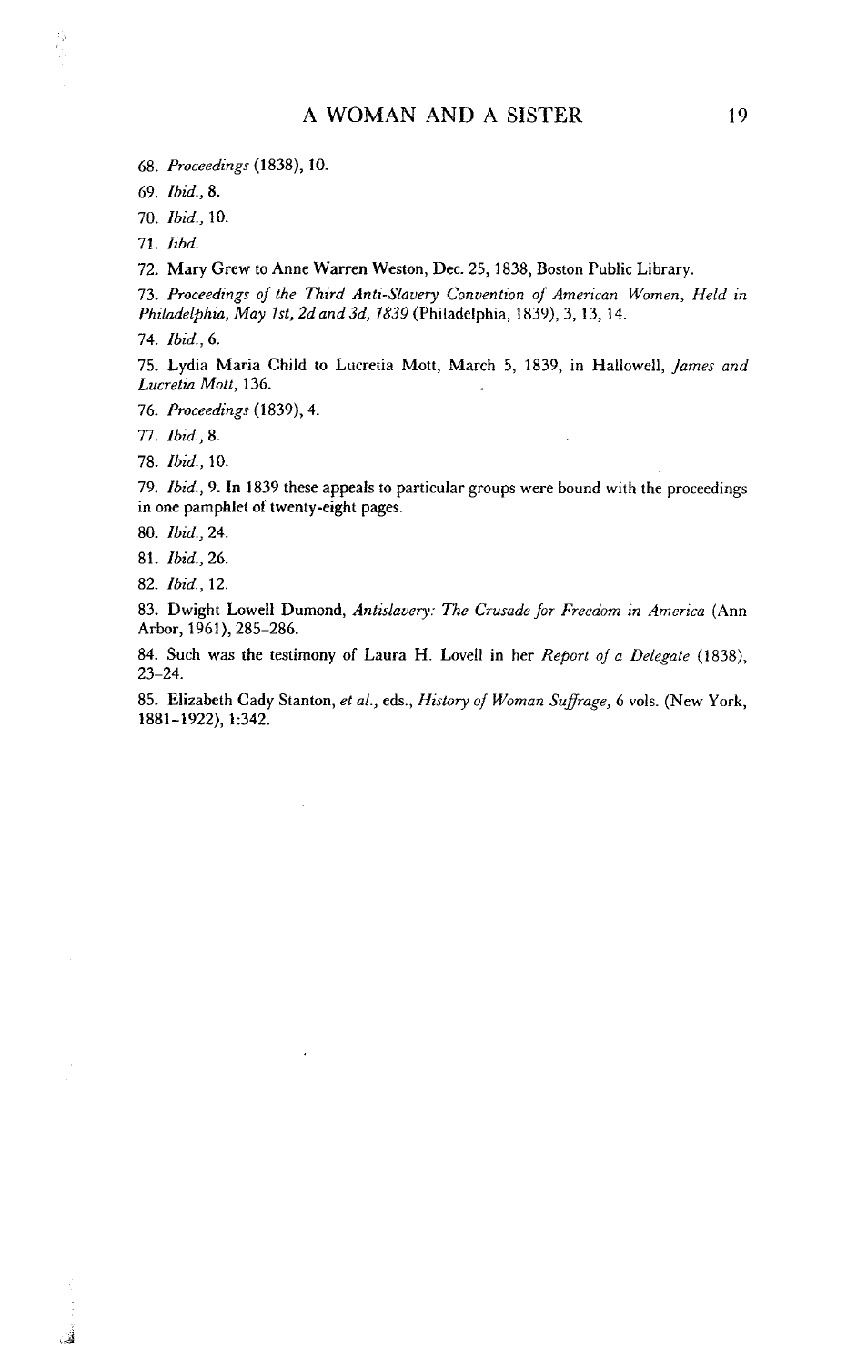68. *Proceedings* (1838), 10.

69. *Ibid.*, 8.

70. *Ibid.*, 10.

71. *Iibd.*

72. Mary Grew to Anne Warren Weston, Dec. 25, 1838, Boston Public Library.

73. *Proceedings of the Third Anti-Slavery Convention of American Women, Held in Philadelphia, May 1st, 2d and 3d, 1839* (Philadelphia, 1839), 3, 13, 14.

74. *Ibid.*, 6.

75. Lydia Maria Child to Lucretia Mott, March 5, 1839, in Hallowell, *James and Lucretia Mott*, 136.

76. *Proceedings* (1839), 4.

77. *Ibid.*, 8.

78. *Ibid.*, 10.

79. *Ibid.*, 9. In 1839 these appeals to particular groups were bound with the proceedings in one pamphlet of twenty-eight pages.

80. *Ibid.*, 24.

81. *Ibid.*, 26.

82. *Ibid.*, 12.

83. Dwight Lowell Dumond, *Antislavery: The Crusade for Freedom in America* (Ann Arbor, 1961), 285–286.

84. Such was the testimony of Laura H. Lovell in her *Report of a Delegate* (1838), 23–24.

85. Elizabeth Cady Stanton, *et al.*, eds., *History of Woman Suffrage*, 6 vols. (New York, 1881–1922), 1:342.